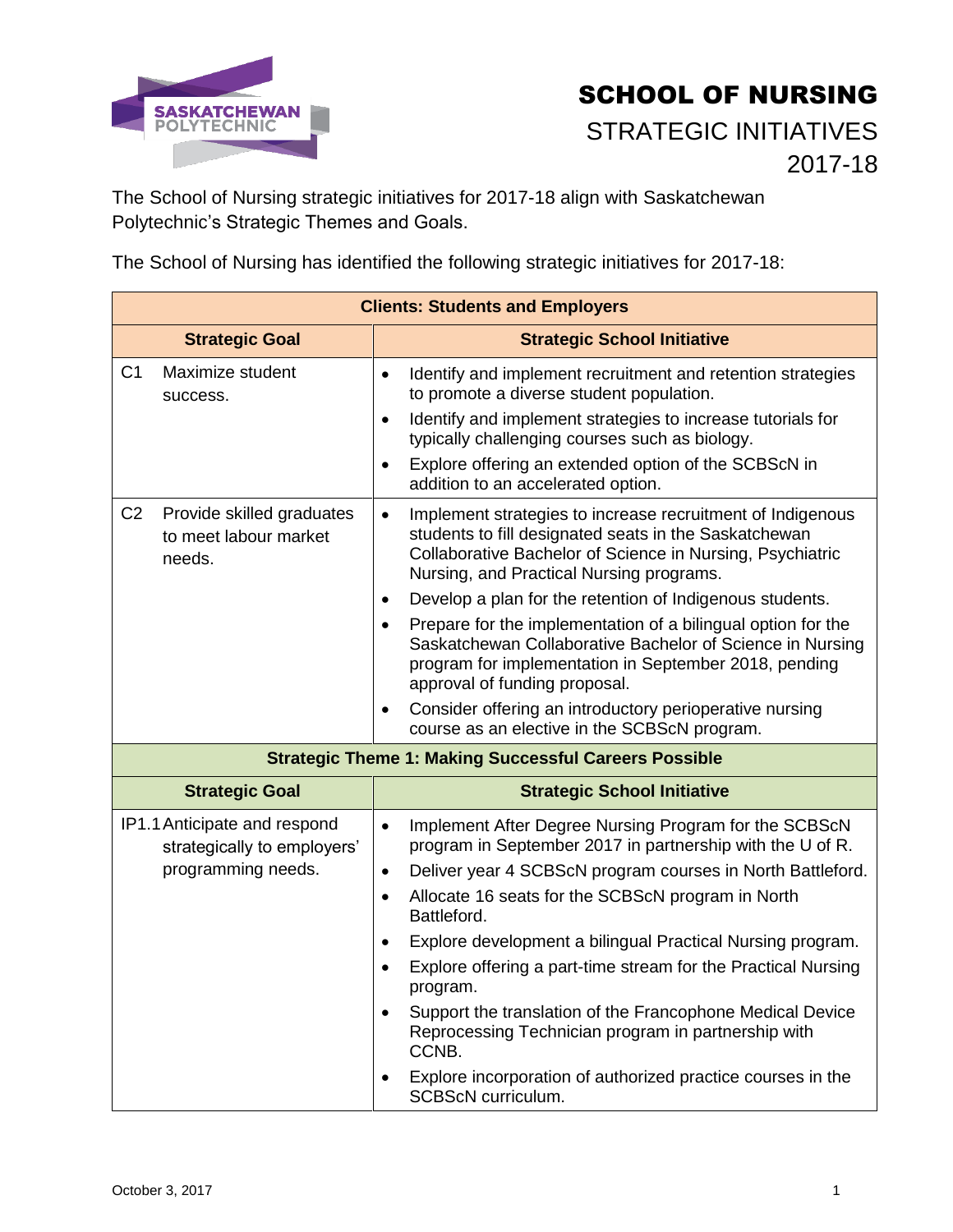# SCHOOL OF NURSING

## STRATEGIC INITIATIVES 2017-18

The School of Nursing strategic initiatives for 2017-18 align with Saskatchewan Polytechnic's Strategic Themes and Goals.

The School of Nursing has identified the following strategic initiatives for 2017-18:

| **Clients: Students and Employers** | |
|---|---|
| **Strategic Goal** | **Strategic School Initiative** |
| C1 Maximize student success. | • Identify and implement recruitment and retention strategies to promote a diverse student population.<br>• Identify and implement strategies to increase tutorials for typically challenging courses such as biology.<br>• Explore offering an extended option of the SCBScN in addition to an accelerated option. |
| C2 Provide skilled graduates to meet labour market needs. | • Implement strategies to increase recruitment of Indigenous students to fill designated seats in the Saskatchewan Collaborative Bachelor of Science in Nursing, Psychiatric Nursing, and Practical Nursing programs.<br>• Develop a plan for the retention of Indigenous students.<br>• Prepare for the implementation of a bilingual option for the Saskatchewan Collaborative Bachelor of Science in Nursing program for implementation in September 2018, pending approval of funding proposal.<br>• Consider offering an introductory perioperative nursing course as an elective in the SCBScN program. |
| **Strategic Theme 1: Making Successful Careers Possible** | |
| **Strategic Goal** | **Strategic School Initiative** |
| IP1.1 Anticipate and respond strategically to employers' programming needs. | • Implement After Degree Nursing Program for the SCBScN program in September 2017 in partnership with the U of R.<br>• Deliver year 4 SCBScN program courses in North Battleford.<br>• Allocate 16 seats for the SCBScN program in North Battleford.<br>• Explore development a bilingual Practical Nursing program.<br>• Explore offering a part-time stream for the Practical Nursing program.<br>• Support the translation of the Francophone Medical Device Reprocessing Technician program in partnership with CCNB.<br>• Explore incorporation of authorized practice courses in the SCBScN curriculum. |

October 3, 2017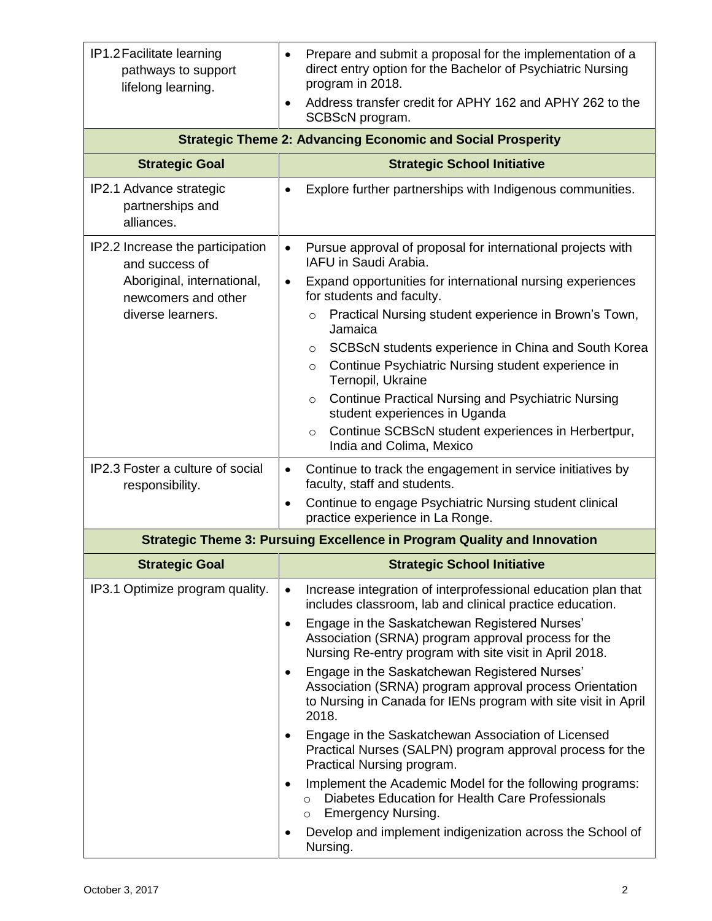| Strategic Goal | Strategic School Initiative |
| --- | --- |
| IP1.2 Facilitate learning pathways to support lifelong learning. | • Prepare and submit a proposal for the implementation of a direct entry option for the Bachelor of Psychiatric Nursing program in 2018.<br>• Address transfer credit for APHY 162 and APHY 262 to the SCBScN program. |
| **Strategic Theme 2: Advancing Economic and Social Prosperity** | |
| **Strategic Goal** | **Strategic School Initiative** |
| IP2.1 Advance strategic partnerships and alliances. | • Explore further partnerships with Indigenous communities. |
| IP2.2 Increase the participation and success of Aboriginal, international, newcomers and other diverse learners. | • Pursue approval of proposal for international projects with IAFU in Saudi Arabia.<br>• Expand opportunities for international nursing experiences for students and faculty.<br>  ○ Practical Nursing student experience in Brown's Town, Jamaica<br>  ○ SCBScN students experience in China and South Korea<br>  ○ Continue Psychiatric Nursing student experience in Ternopil, Ukraine<br>  ○ Continue Practical Nursing and Psychiatric Nursing student experiences in Uganda<br>  ○ Continue SCBScN student experiences in Herbertpur, India and Colima, Mexico |
| IP2.3 Foster a culture of social responsibility. | • Continue to track the engagement in service initiatives by faculty, staff and students.<br>• Continue to engage Psychiatric Nursing student clinical practice experience in La Ronge. |
| **Strategic Theme 3: Pursuing Excellence in Program Quality and Innovation** | |
| **Strategic Goal** | **Strategic School Initiative** |
| IP3.1 Optimize program quality. | • Increase integration of interprofessional education plan that includes classroom, lab and clinical practice education.<br>• Engage in the Saskatchewan Registered Nurses' Association (SRNA) program approval process for the Nursing Re-entry program with site visit in April 2018.<br>• Engage in the Saskatchewan Registered Nurses' Association (SRNA) program approval process Orientation to Nursing in Canada for IENs program with site visit in April 2018.<br>• Engage in the Saskatchewan Association of Licensed Practical Nurses (SALPN) program approval process for the Practical Nursing program.<br>• Implement the Academic Model for the following programs:<br>  ○ Diabetes Education for Health Care Professionals<br>  ○ Emergency Nursing.<br>• Develop and implement indigenization across the School of Nursing. |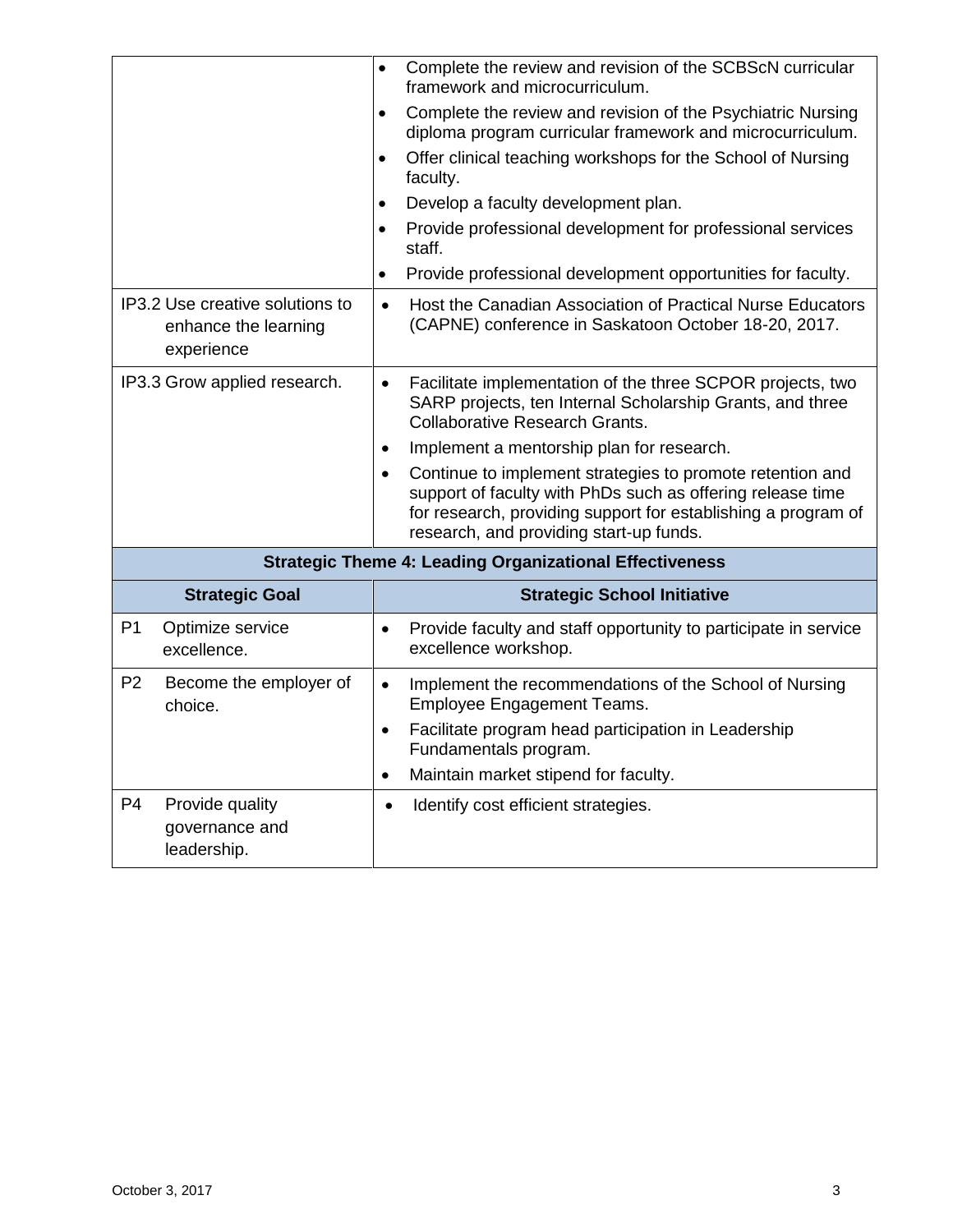| | |
|---|---|
| | • Complete the review and revision of the SCBScN curricular framework and microcurriculum.<br>• Complete the review and revision of the Psychiatric Nursing diploma program curricular framework and microcurriculum.<br>• Offer clinical teaching workshops for the School of Nursing faculty.<br>• Develop a faculty development plan.<br>• Provide professional development for professional services staff.<br>• Provide professional development opportunities for faculty. |
| IP3.2 Use creative solutions to enhance the learning experience | • Host the Canadian Association of Practical Nurse Educators (CAPNE) conference in Saskatoon October 18-20, 2017. |
| IP3.3 Grow applied research. | • Facilitate implementation of the three SCPOR projects, two SARP projects, ten Internal Scholarship Grants, and three Collaborative Research Grants.<br>• Implement a mentorship plan for research.<br>• Continue to implement strategies to promote retention and support of faculty with PhDs such as offering release time for research, providing support for establishing a program of research, and providing start-up funds. |
| **Strategic Theme 4: Leading Organizational Effectiveness** | |
| **Strategic Goal** | **Strategic School Initiative** |
| P1 Optimize service excellence. | • Provide faculty and staff opportunity to participate in service excellence workshop. |
| P2 Become the employer of choice. | • Implement the recommendations of the School of Nursing Employee Engagement Teams.<br>• Facilitate program head participation in Leadership Fundamentals program.<br>• Maintain market stipend for faculty. |
| P4 Provide quality governance and leadership. | • Identify cost efficient strategies. |

October 3, 2017